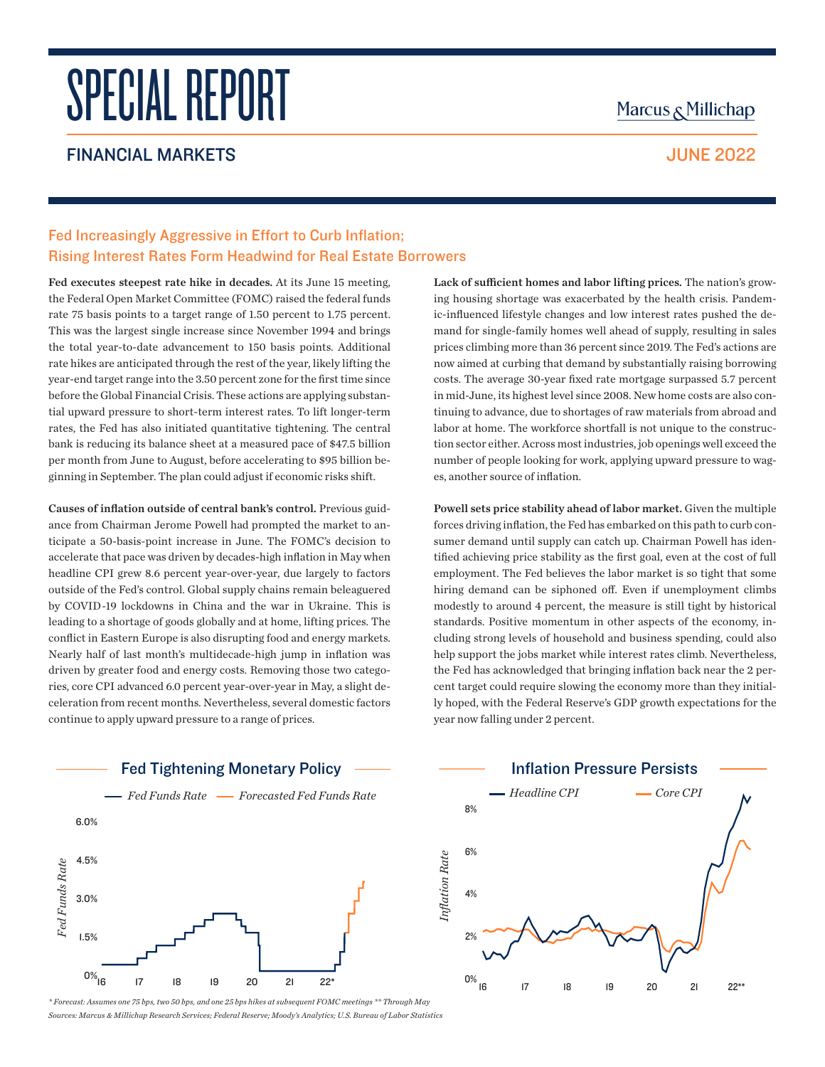# SPECIAL REPORT

Marcus & Millichap

## FINANCIAL MARKETS

JUNE 2022

### Fed Increasingly Aggressive in Effort to Curb Inflation; Rising Interest Rates Form Headwind for Real Estate Borrowers

**Fed executes steepest rate hike in decades.** At its June 15 meeting, the Federal Open Market Committee (FOMC) raised the federal funds rate 75 basis points to a target range of 1.50 percent to 1.75 percent. This was the largest single increase since November 1994 and brings the total year-to-date advancement to 150 basis points. Additional rate hikes are anticipated through the rest of the year, likely lifting the year-end target range into the 3.50 percent zone for the first time since before the Global Financial Crisis. These actions are applying substantial upward pressure to short-term interest rates. To lift longer-term rates, the Fed has also initiated quantitative tightening. The central bank is reducing its balance sheet at a measured pace of $47.5 billion per month from June to August, before accelerating to $95 billion beginning in September. The plan could adjust if economic risks shift.

**Causes of inflation outside of central bank's control.** Previous guidance from Chairman Jerome Powell had prompted the market to anticipate a 50-basis-point increase in June. The FOMC's decision to accelerate that pace was driven by decades-high inflation in May when headline CPI grew 8.6 percent year-over-year, due largely to factors outside of the Fed's control. Global supply chains remain beleaguered by COVID-19 lockdowns in China and the war in Ukraine. This is leading to a shortage of goods globally and at home, lifting prices. The conflict in Eastern Europe is also disrupting food and energy markets. Nearly half of last month's multidecade-high jump in inflation was driven by greater food and energy costs. Removing those two categories, core CPI advanced 6.0 percent year-over-year in May, a slight deceleration from recent months. Nevertheless, several domestic factors continue to apply upward pressure to a range of prices.

**Lack of sufficient homes and labor lifting prices.** The nation's growing housing shortage was exacerbated by the health crisis. Pandemic-influenced lifestyle changes and low interest rates pushed the demand for single-family homes well ahead of supply, resulting in sales prices climbing more than 36 percent since 2019. The Fed's actions are now aimed at curbing that demand by substantially raising borrowing costs. The average 30-year fixed rate mortgage surpassed 5.7 percent in mid-June, its highest level since 2008. New home costs are also continuing to advance, due to shortages of raw materials from abroad and labor at home. The workforce shortfall is not unique to the construction sector either. Across most industries, job openings well exceed the number of people looking for work, applying upward pressure to wages, another source of inflation.

**Powell sets price stability ahead of labor market.** Given the multiple forces driving inflation, the Fed has embarked on this path to curb consumer demand until supply can catch up. Chairman Powell has identified achieving price stability as the first goal, even at the cost of full employment. The Fed believes the labor market is so tight that some hiring demand can be siphoned off. Even if unemployment climbs modestly to around 4 percent, the measure is still tight by historical standards. Positive momentum in other aspects of the economy, including strong levels of household and business spending, could also help support the jobs market while interest rates climb. Nevertheless, the Fed has acknowledged that bringing inflation back near the 2 percent target could require slowing the economy more than they initially hoped, with the Federal Reserve's GDP growth expectations for the year now falling under 2 percent.

#### Fed Tightening Monetary Policy

*Fed Funds Rate* — *Forecasted Fed Funds Rate*

Fed Funds Rate: 0%, 1.5%, 3.0%, 4.5%, 6.0% | 16, 17, 18, 19, 20, 21, 22*

#### Inflation Pressure Persists

*Headline CPI* — *Core CPI*

Inflation Rate: 0%, 2%, 4%, 6%, 8% | 16, 17, 18, 19, 20, 21, 22**

*\* Forecast: Assumes one 75 bps, two 50 bps, and one 25 bps hikes at subsequent FOMC meetings \*\* Through May*

*Sources: Marcus & Millichap Research Services; Federal Reserve; Moody's Analytics; U.S. Bureau of Labor Statistics*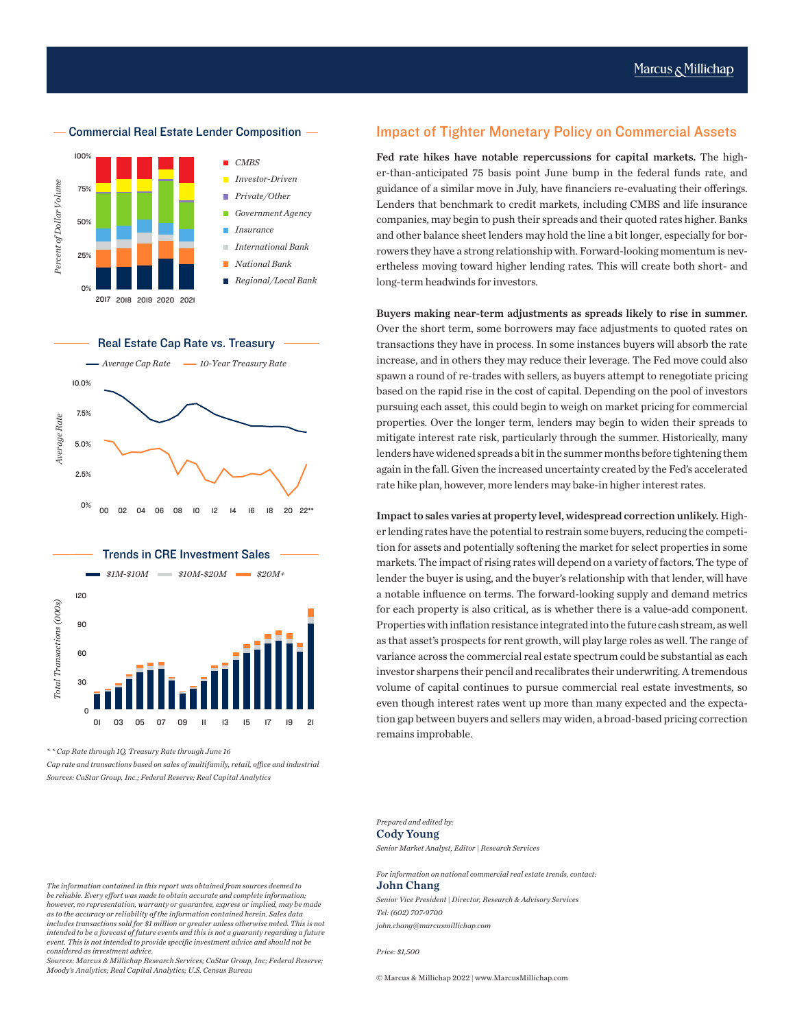## Commercial Real Estate Lender Composition

Percent of Dollar Volume

100%
75%
50%
25%
0%

2017 2018 2019 2020 2021

CMBS
Investor-Driven
Private/Other
Government Agency
Insurance
International Bank
National Bank
Regional/Local Bank

## Real Estate Cap Rate vs. Treasury

Average Cap Rate — 10-Year Treasury Rate

Average Rate

10.0%
7.5%
5.0%
2.5%
0%

00 02 04 06 08 10 12 14 16 18 20 22**

## Trends in CRE Investment Sales

$1M-$10M $10M-$20M $20M+

Total Transactions (000s)

120
90
60
30
0

01 03 05 07 09 11 13 15 17 19 21

* * Cap Rate through 1Q, Treasury Rate through June 16

Cap rate and transactions based on sales of multifamily, retail, office and industrial

Sources: CoStar Group, Inc.; Federal Reserve; Real Capital Analytics

## Impact of Tighter Monetary Policy on Commercial Assets

**Fed rate hikes have notable repercussions for capital markets.** The higher-than-anticipated 75 basis point June bump in the federal funds rate, and guidance of a similar move in July, have financiers re-evaluating their offerings. Lenders that benchmark to credit markets, including CMBS and life insurance companies, may begin to push their spreads and their quoted rates higher. Banks and other balance sheet lenders may hold the line a bit longer, especially for borrowers they have a strong relationship with. Forward-looking momentum is nevertheless moving toward higher lending rates. This will create both short- and long-term headwinds for investors.

**Buyers making near-term adjustments as spreads likely to rise in summer.** Over the short term, some borrowers may face adjustments to quoted rates on transactions they have in process. In some instances buyers will absorb the rate increase, and in others they may reduce their leverage. The Fed move could also spawn a round of re-trades with sellers, as buyers attempt to renegotiate pricing based on the rapid rise in the cost of capital. Depending on the pool of investors pursuing each asset, this could begin to weigh on market pricing for commercial properties. Over the longer term, lenders may begin to widen their spreads to mitigate interest rate risk, particularly through the summer. Historically, many lenders have widened spreads a bit in the summer months before tightening them again in the fall. Given the increased uncertainty created by the Fed's accelerated rate hike plan, however, more lenders may bake-in higher interest rates.

**Impact to sales varies at property level, widespread correction unlikely.** Higher lending rates have the potential to restrain some buyers, reducing the competition for assets and potentially softening the market for select properties in some markets. The impact of rising rates will depend on a variety of factors. The type of lender the buyer is using, and the buyer's relationship with that lender, will have a notable influence on terms. The forward-looking supply and demand metrics for each property is also critical, as is whether there is a value-add component. Properties with inflation resistance integrated into the future cash stream, as well as that asset's prospects for rent growth, will play large roles as well. The range of variance across the commercial real estate spectrum could be substantial as each investor sharpens their pencil and recalibrates their underwriting. A tremendous volume of capital continues to pursue commercial real estate investments, so even though interest rates went up more than many expected and the expectation gap between buyers and sellers may widen, a broad-based pricing correction remains improbable.

*Prepared and edited by:*

**Cody Young**

*Senior Market Analyst, Editor | Research Services*

*For information on national commercial real estate trends, contact:*

**John Chang**

*Senior Vice President | Director, Research & Advisory Services*

*Tel: (602) 707-9700*

*john.chang@marcusmillichap.com*

*Price: $1,500*

*The information contained in this report was obtained from sources deemed to be reliable. Every effort was made to obtain accurate and complete information; however, no representation, warranty or guarantee, express or implied, may be made as to the accuracy or reliability of the information contained herein. Sales data includes transactions sold for $1 million or greater unless otherwise noted. This is not intended to be a forecast of future events and this is not a guaranty regarding a future event. This is not intended to provide specific investment advice and should not be considered as investment advice.*

*Sources: Marcus & Millichap Research Services; CoStar Group, Inc; Federal Reserve; Moody's Analytics; Real Capital Analytics; U.S. Census Bureau*

© Marcus & Millichap 2022 | www.MarcusMillichap.com